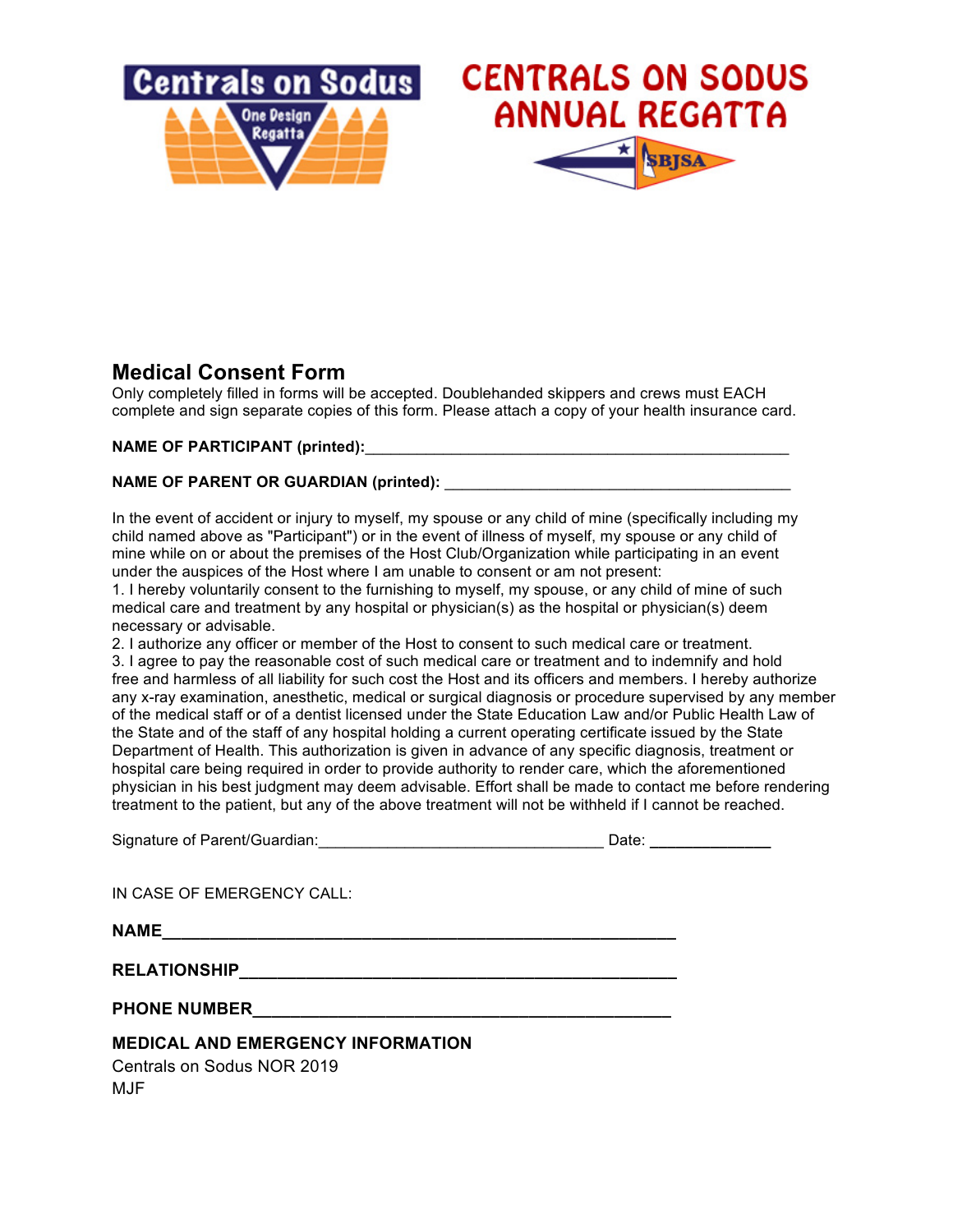Centrals on Sodus

One Design Regatta

# CENTRALS ON SODUS ANNUAL REGATTA

SBJSA

## Medical Consent Form

Only completely filled in forms will be accepted. Doublehanded skippers and crews must EACH complete and sign separate copies of this form. Please attach a copy of your health insurance card.

**NAME OF PARTICIPANT (printed):**___________________________________________________

**NAME OF PARENT OR GUARDIAN (printed):** ________________________________________

In the event of accident or injury to myself, my spouse or any child of mine (specifically including my child named above as "Participant") or in the event of illness of myself, my spouse or any child of mine while on or about the premises of the Host Club/Organization while participating in an event under the auspices of the Host where I am unable to consent or am not present:

1. I hereby voluntarily consent to the furnishing to myself, my spouse, or any child of mine of such medical care and treatment by any hospital or physician(s) as the hospital or physician(s) deem necessary or advisable.
2. I authorize any officer or member of the Host to consent to such medical care or treatment.
3. I agree to pay the reasonable cost of such medical care or treatment and to indemnify and hold free and harmless of all liability for such cost the Host and its officers and members. I hereby authorize any x-ray examination, anesthetic, medical or surgical diagnosis or procedure supervised by any member of the medical staff or of a dentist licensed under the State Education Law and/or Public Health Law of the State and of the staff of any hospital holding a current operating certificate issued by the State Department of Health. This authorization is given in advance of any specific diagnosis, treatment or hospital care being required in order to provide authority to render care, which the aforementioned physician in his best judgment may deem advisable. Effort shall be made to contact me before rendering treatment to the patient, but any of the above treatment will not be withheld if I cannot be reached.

Signature of Parent/Guardian:_________________________________ Date: ______________

IN CASE OF EMERGENCY CALL:

**NAME**____________________________________________________________

**RELATIONSHIP**___________________________________________________

**PHONE NUMBER**_________________________________________________

**MEDICAL AND EMERGENCY INFORMATION**

Centrals on Sodus NOR 2019

MJF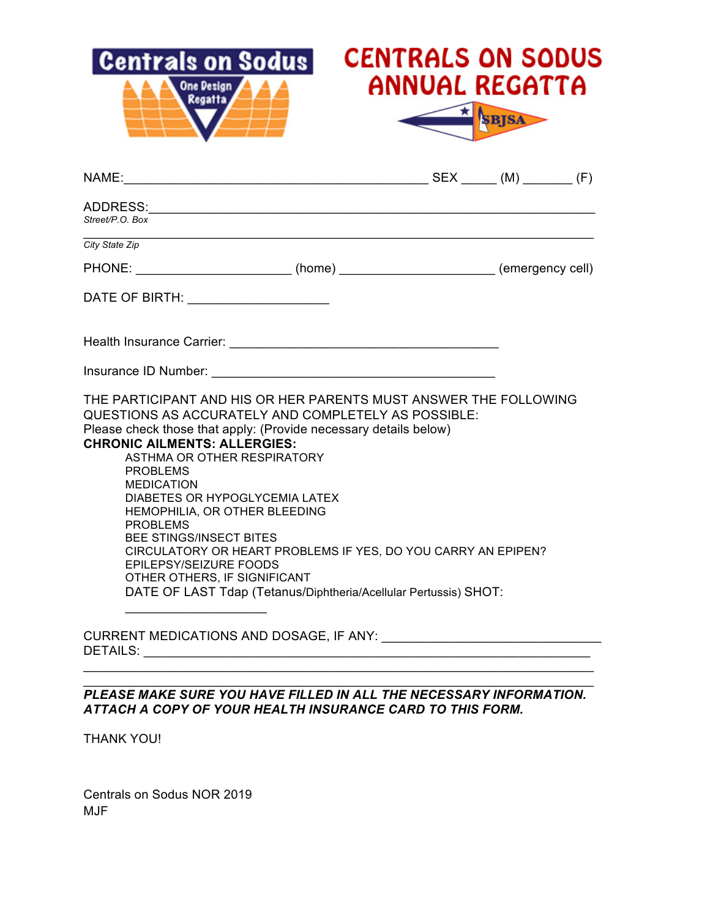Centrals on Sodus

One Design Regatta

# CENTRALS ON SODUS ANNUAL REGATTA

SBJSA

NAME:\_\_\_\_\_\_\_\_\_\_\_\_\_\_\_\_\_\_\_\_\_\_\_\_\_\_\_\_\_\_\_\_\_\_\_\_\_\_\_\_\_\_\_\_ SEX \_\_\_\_\_ (M) \_\_\_\_\_\_\_ (F)

ADDRESS:\_\_\_\_\_\_\_\_\_\_\_\_\_\_\_\_\_\_\_\_\_\_\_\_\_\_\_\_\_\_\_\_\_\_\_\_\_\_\_\_\_\_\_\_\_\_\_\_\_\_\_\_\_\_\_\_\_\_\_\_\_\_\_\_
*Street/P.O. Box*

\_\_\_\_\_\_\_\_\_\_\_\_\_\_\_\_\_\_\_\_\_\_\_\_\_\_\_\_\_\_\_\_\_\_\_\_\_\_\_\_\_\_\_\_\_\_\_\_\_\_\_\_\_\_\_\_\_\_\_\_\_\_\_\_\_\_\_\_\_\_\_\_\_
*City State Zip*

PHONE: \_\_\_\_\_\_\_\_\_\_\_\_\_\_\_\_\_\_\_\_\_\_ (home) \_\_\_\_\_\_\_\_\_\_\_\_\_\_\_\_\_\_\_\_\_\_ (emergency cell)

DATE OF BIRTH: \_\_\_\_\_\_\_\_\_\_\_\_\_\_\_\_\_\_\_\_

Health Insurance Carrier: \_\_\_\_\_\_\_\_\_\_\_\_\_\_\_\_\_\_\_\_\_\_\_\_\_\_\_\_\_\_\_\_\_\_\_\_\_\_\_

Insurance ID Number: \_\_\_\_\_\_\_\_\_\_\_\_\_\_\_\_\_\_\_\_\_\_\_\_\_\_\_\_\_\_\_\_\_\_\_\_\_\_\_\_\_

THE PARTICIPANT AND HIS OR HER PARENTS MUST ANSWER THE FOLLOWING QUESTIONS AS ACCURATELY AND COMPLETELY AS POSSIBLE:
Please check those that apply: (Provide necessary details below)
**CHRONIC AILMENTS: ALLERGIES:**

ASTHMA OR OTHER RESPIRATORY PROBLEMS
MEDICATION
DIABETES OR HYPOGLYCEMIA LATEX
HEMOPHILIA, OR OTHER BLEEDING PROBLEMS
BEE STINGS/INSECT BITES
CIRCULATORY OR HEART PROBLEMS IF YES, DO YOU CARRY AN EPIPEN?
EPILEPSY/SEIZURE FOODS
OTHER OTHERS, IF SIGNIFICANT
DATE OF LAST Tdap (Tetanus/Diphtheria/Acellular Pertussis) SHOT: \_\_\_\_\_\_\_\_\_\_\_\_\_\_\_\_\_\_\_\_

CURRENT MEDICATIONS AND DOSAGE, IF ANY: \_\_\_\_\_\_\_\_\_\_\_\_\_\_\_\_\_\_\_\_\_\_\_\_\_\_\_\_\_\_\_
DETAILS: \_\_\_\_\_\_\_\_\_\_\_\_\_\_\_\_\_\_\_\_\_\_\_\_\_\_\_\_\_\_\_\_\_\_\_\_\_\_\_\_\_\_\_\_\_\_\_\_\_\_\_\_\_\_\_\_\_\_\_\_\_\_\_\_\_
\_\_\_\_\_\_\_\_\_\_\_\_\_\_\_\_\_\_\_\_\_\_\_\_\_\_\_\_\_\_\_\_\_\_\_\_\_\_\_\_\_\_\_\_\_\_\_\_\_\_\_\_\_\_\_\_\_\_\_\_\_\_\_\_\_\_\_\_\_\_\_\_\_
\_\_\_\_\_\_\_\_\_\_\_\_\_\_\_\_\_\_\_\_\_\_\_\_\_\_\_\_\_\_\_\_\_\_\_\_\_\_\_\_\_\_\_\_\_\_\_\_\_\_\_\_\_\_\_\_\_\_\_\_\_\_\_\_\_\_\_\_\_\_\_\_\_

***PLEASE MAKE SURE YOU HAVE FILLED IN ALL THE NECESSARY INFORMATION. ATTACH A COPY OF YOUR HEALTH INSURANCE CARD TO THIS FORM.***

THANK YOU!

Centrals on Sodus NOR 2019
MJF